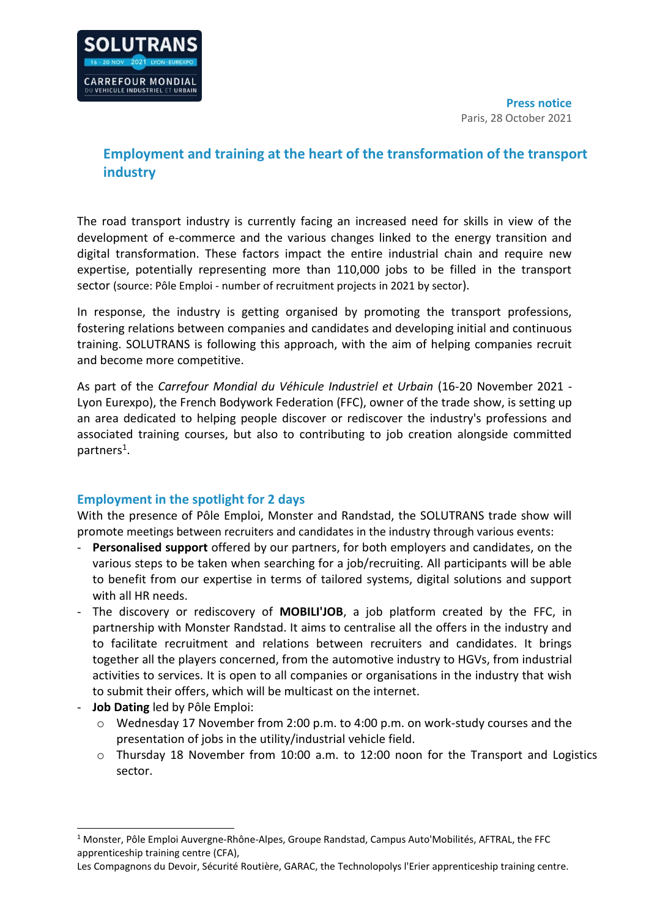SOLUTRANS
16 - 20 NOV 2021 LYON-EUREXPO
CARREFOUR MONDIAL DU VEHICULE INDUSTRIEL ET URBAIN

**Press notice**
Paris, 28 October 2021

# Employment and training at the heart of the transformation of the transport industry

The road transport industry is currently facing an increased need for skills in view of the development of e-commerce and the various changes linked to the energy transition and digital transformation. These factors impact the entire industrial chain and require new expertise, potentially representing more than 110,000 jobs to be filled in the transport sector (source: Pôle Emploi - number of recruitment projects in 2021 by sector).

In response, the industry is getting organised by promoting the transport professions, fostering relations between companies and candidates and developing initial and continuous training. SOLUTRANS is following this approach, with the aim of helping companies recruit and become more competitive.

As part of the *Carrefour Mondial du Véhicule Industriel et Urbain* (16-20 November 2021 - Lyon Eurexpo), the French Bodywork Federation (FFC), owner of the trade show, is setting up an area dedicated to helping people discover or rediscover the industry's professions and associated training courses, but also to contributing to job creation alongside committed partners[1].

## Employment in the spotlight for 2 days

With the presence of Pôle Emploi, Monster and Randstad, the SOLUTRANS trade show will promote meetings between recruiters and candidates in the industry through various events:

- **Personalised support** offered by our partners, for both employers and candidates, on the various steps to be taken when searching for a job/recruiting. All participants will be able to benefit from our expertise in terms of tailored systems, digital solutions and support with all HR needs.
- The discovery or rediscovery of **MOBILI'JOB**, a job platform created by the FFC, in partnership with Monster Randstad. It aims to centralise all the offers in the industry and to facilitate recruitment and relations between recruiters and candidates. It brings together all the players concerned, from the automotive industry to HGVs, from industrial activities to services. It is open to all companies or organisations in the industry that wish to submit their offers, which will be multicast on the internet.
- **Job Dating** led by Pôle Emploi:
  - Wednesday 17 November from 2:00 p.m. to 4:00 p.m. on work-study courses and the presentation of jobs in the utility/industrial vehicle field.
  - Thursday 18 November from 10:00 a.m. to 12:00 noon for the Transport and Logistics sector.

[1] Monster, Pôle Emploi Auvergne-Rhône-Alpes, Groupe Randstad, Campus Auto'Mobilités, AFTRAL, the FFC apprenticeship training centre (CFA),
Les Compagnons du Devoir, Sécurité Routière, GARAC, the Technolopolys l'Erier apprenticeship training centre.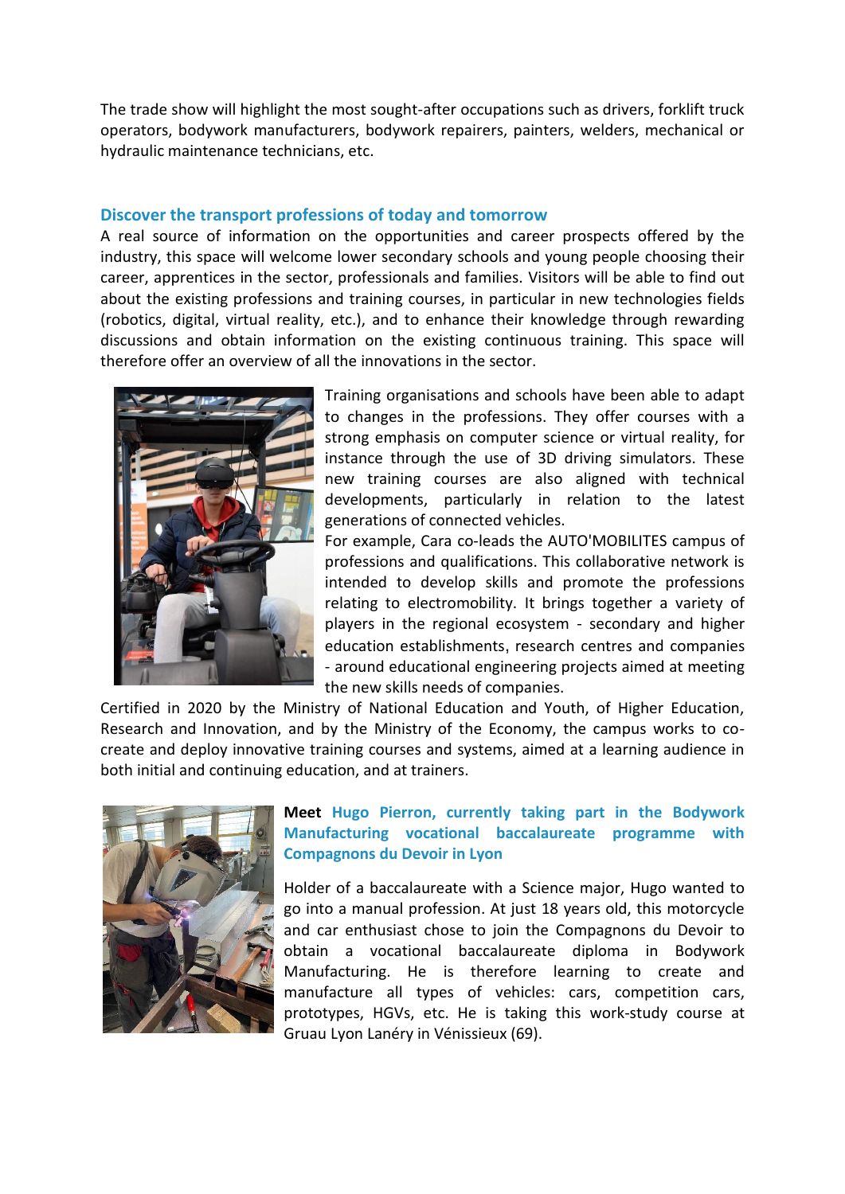The trade show will highlight the most sought-after occupations such as drivers, forklift truck operators, bodywork manufacturers, bodywork repairers, painters, welders, mechanical or hydraulic maintenance technicians, etc.

## Discover the transport professions of today and tomorrow

A real source of information on the opportunities and career prospects offered by the industry, this space will welcome lower secondary schools and young people choosing their career, apprentices in the sector, professionals and families. Visitors will be able to find out about the existing professions and training courses, in particular in new technologies fields (robotics, digital, virtual reality, etc.), and to enhance their knowledge through rewarding discussions and obtain information on the existing continuous training. This space will therefore offer an overview of all the innovations in the sector.

Training organisations and schools have been able to adapt to changes in the professions. They offer courses with a strong emphasis on computer science or virtual reality, for instance through the use of 3D driving simulators. These new training courses are also aligned with technical developments, particularly in relation to the latest generations of connected vehicles.

For example, Cara co-leads the AUTO'MOBILITES campus of professions and qualifications. This collaborative network is intended to develop skills and promote the professions relating to electromobility. It brings together a variety of players in the regional ecosystem - secondary and higher education establishments, research centres and companies - around educational engineering projects aimed at meeting the new skills needs of companies.

Certified in 2020 by the Ministry of National Education and Youth, of Higher Education, Research and Innovation, and by the Ministry of the Economy, the campus works to co-create and deploy innovative training courses and systems, aimed at a learning audience in both initial and continuing education, and at trainers.

### **Meet** Hugo Pierron, currently taking part in the Bodywork Manufacturing vocational baccalaureate programme with Compagnons du Devoir in Lyon

Holder of a baccalaureate with a Science major, Hugo wanted to go into a manual profession. At just 18 years old, this motorcycle and car enthusiast chose to join the Compagnons du Devoir to obtain a vocational baccalaureate diploma in Bodywork Manufacturing. He is therefore learning to create and manufacture all types of vehicles: cars, competition cars, prototypes, HGVs, etc. He is taking this work-study course at Gruau Lyon Lanéry in Vénissieux (69).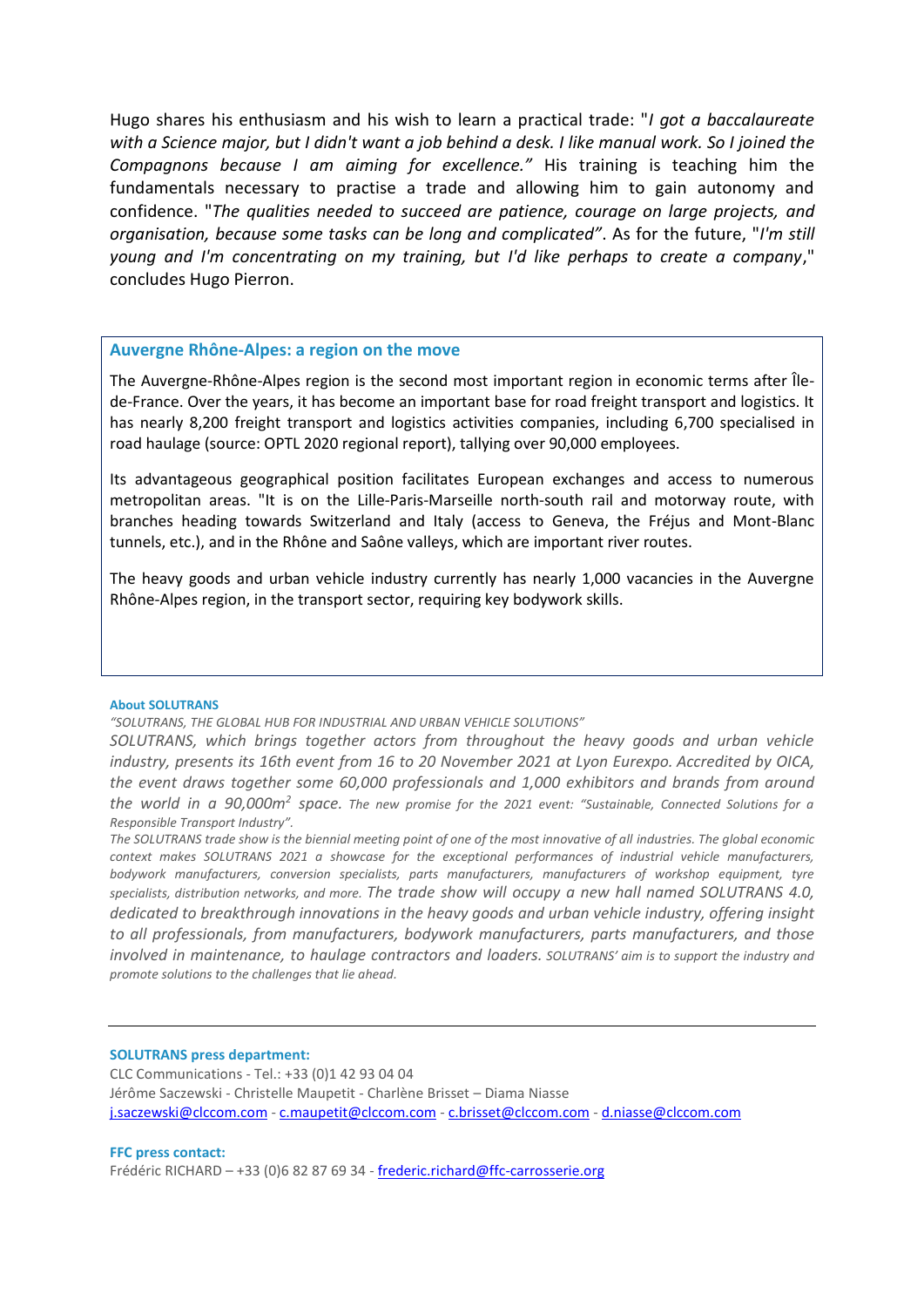Hugo shares his enthusiasm and his wish to learn a practical trade: "*I got a baccalaureate with a Science major, but I didn't want a job behind a desk. I like manual work. So I joined the Compagnons because I am aiming for excellence."* His training is teaching him the fundamentals necessary to practise a trade and allowing him to gain autonomy and confidence. "*The qualities needed to succeed are patience, courage on large projects, and organisation, because some tasks can be long and complicated"*. As for the future, "*I'm still young and I'm concentrating on my training, but I'd like perhaps to create a company*," concludes Hugo Pierron.

### Auvergne Rhône-Alpes: a region on the move

The Auvergne-Rhône-Alpes region is the second most important region in economic terms after Île-de-France. Over the years, it has become an important base for road freight transport and logistics. It has nearly 8,200 freight transport and logistics activities companies, including 6,700 specialised in road haulage (source: OPTL 2020 regional report), tallying over 90,000 employees.

Its advantageous geographical position facilitates European exchanges and access to numerous metropolitan areas. "It is on the Lille-Paris-Marseille north-south rail and motorway route, with branches heading towards Switzerland and Italy (access to Geneva, the Fréjus and Mont-Blanc tunnels, etc.), and in the Rhône and Saône valleys, which are important river routes.

The heavy goods and urban vehicle industry currently has nearly 1,000 vacancies in the Auvergne Rhône-Alpes region, in the transport sector, requiring key bodywork skills.

**About SOLUTRANS**

*"SOLUTRANS, THE GLOBAL HUB FOR INDUSTRIAL AND URBAN VEHICLE SOLUTIONS"*

*SOLUTRANS, which brings together actors from throughout the heavy goods and urban vehicle industry, presents its 16th event from 16 to 20 November 2021 at Lyon Eurexpo. Accredited by OICA, the event draws together some 60,000 professionals and 1,000 exhibitors and brands from around the world in a 90,000m² space. The new promise for the 2021 event: "Sustainable, Connected Solutions for a Responsible Transport Industry".*

*The SOLUTRANS trade show is the biennial meeting point of one of the most innovative of all industries. The global economic context makes SOLUTRANS 2021 a showcase for the exceptional performances of industrial vehicle manufacturers, bodywork manufacturers, conversion specialists, parts manufacturers, manufacturers of workshop equipment, tyre specialists, distribution networks, and more. The trade show will occupy a new hall named SOLUTRANS 4.0, dedicated to breakthrough innovations in the heavy goods and urban vehicle industry, offering insight to all professionals, from manufacturers, bodywork manufacturers, parts manufacturers, and those involved in maintenance, to haulage contractors and loaders. SOLUTRANS' aim is to support the industry and promote solutions to the challenges that lie ahead.*

---

**SOLUTRANS press department:**

CLC Communications - Tel.: +33 (0)1 42 93 04 04
Jérôme Saczewski - Christelle Maupetit - Charlène Brisset – Diama Niasse
j.saczewski@clccom.com - c.maupetit@clccom.com - c.brisset@clccom.com - d.niasse@clccom.com

**FFC press contact:**

Frédéric RICHARD – +33 (0)6 82 87 69 34 - frederic.richard@ffc-carrosserie.org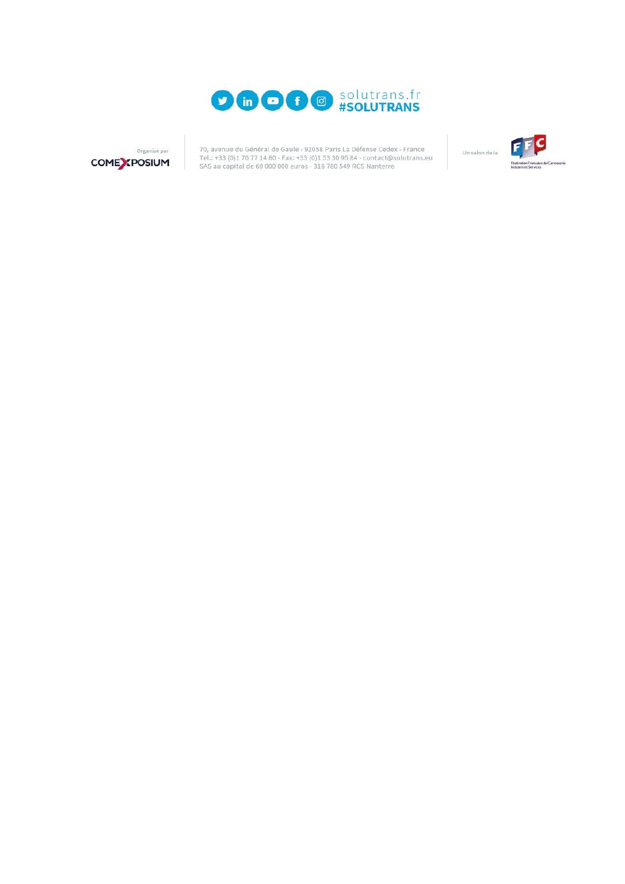solutrans.fr
#SOLUTRANS

Organisé par
COMEXPOSIUM

70, avenue du Général de Gaulle - 92058 Paris La Défense Cedex - France
Tel.: +33 (0)1 76 77 14 80 - Fax: +33 (0)1 53 30 95 84 - contact@solutrans.eu
SAS au capital de 60 000 000 euros - 316 780 549 RCS Nanterre

Un salon de la
FFC
Fédération Française de Carrosserie Industries et Services